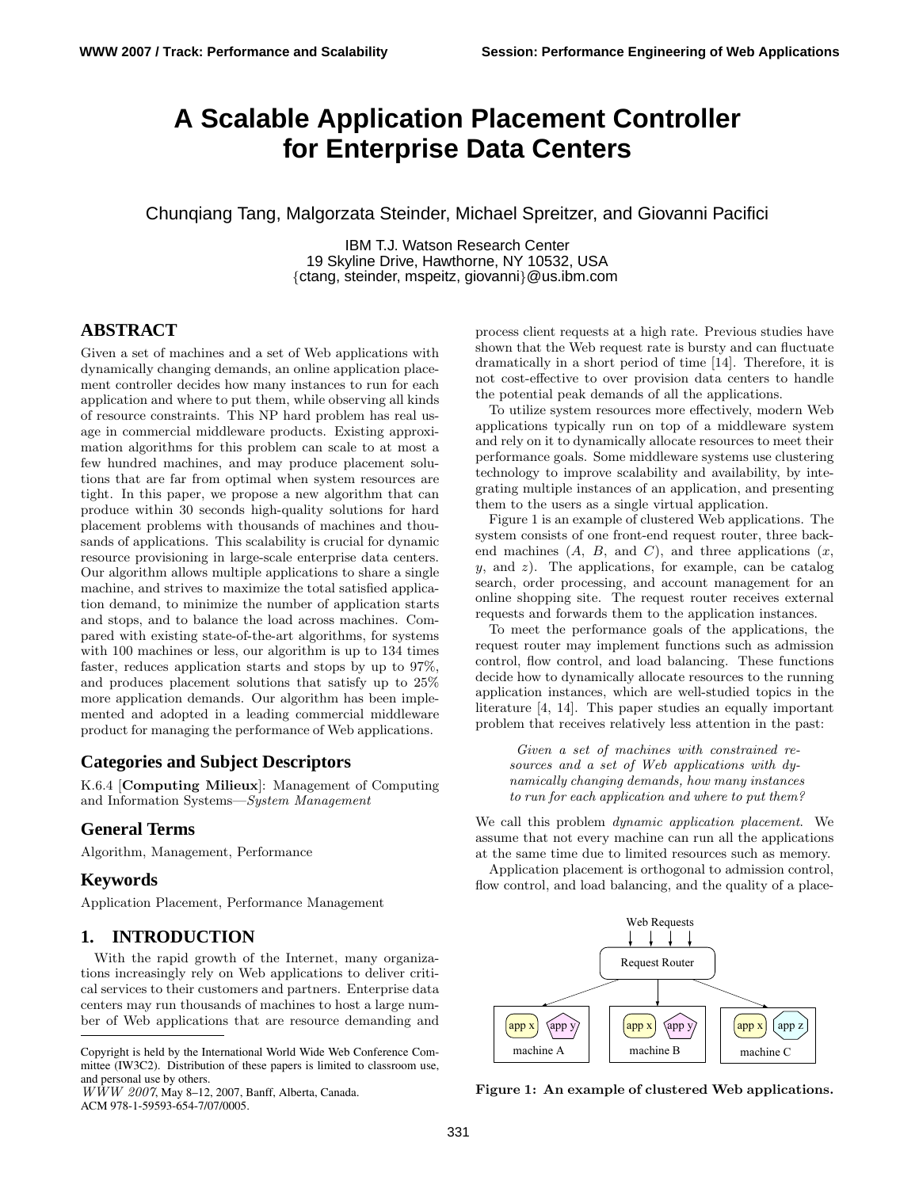# A Scalable Application Placement Controller for Enterprise Data Centers

Chunqiang Tang, Malgorzata Steinder, Michael Spreitzer, and Giovanni Pacifici

IBM T.J. Watson Research Center
19 Skyline Drive, Hawthorne, NY 10532, USA
{ctang, steinder, mspeitz, giovanni}@us.ibm.com

## ABSTRACT

Given a set of machines and a set of Web applications with dynamically changing demands, an online application placement controller decides how many instances to run for each application and where to put them, while observing all kinds of resource constraints. This NP hard problem has real usage in commercial middleware products. Existing approximation algorithms for this problem can scale to at most a few hundred machines, and may produce placement solutions that are far from optimal when system resources are tight. In this paper, we propose a new algorithm that can produce within 30 seconds high-quality solutions for hard placement problems with thousands of machines and thousands of applications. This scalability is crucial for dynamic resource provisioning in large-scale enterprise data centers. Our algorithm allows multiple applications to share a single machine, and strives to maximize the total satisfied application demand, to minimize the number of application starts and stops, and to balance the load across machines. Compared with existing state-of-the-art algorithms, for systems with 100 machines or less, our algorithm is up to 134 times faster, reduces application starts and stops by up to 97%, and produces placement solutions that satisfy up to 25% more application demands. Our algorithm has been implemented and adopted in a leading commercial middleware product for managing the performance of Web applications.

## Categories and Subject Descriptors

K.6.4 [**Computing Milieux**]: Management of Computing and Information Systems—*System Management*

## General Terms

Algorithm, Management, Performance

## Keywords

Application Placement, Performance Management

## 1. INTRODUCTION

With the rapid growth of the Internet, many organizations increasingly rely on Web applications to deliver critical services to their customers and partners. Enterprise data centers may run thousands of machines to host a large number of Web applications that are resource demanding and process client requests at a high rate. Previous studies have shown that the Web request rate is bursty and can fluctuate dramatically in a short period of time [14]. Therefore, it is not cost-effective to over provision data centers to handle the potential peak demands of all the applications.

To utilize system resources more effectively, modern Web applications typically run on top of a middleware system and rely on it to dynamically allocate resources to meet their performance goals. Some middleware systems use clustering technology to improve scalability and availability, by integrating multiple instances of an application, and presenting them to the users as a single virtual application.

Figure 1 is an example of clustered Web applications. The system consists of one front-end request router, three backend machines ($A$, $B$, and $C$), and three applications ($x$, $y$, and $z$). The applications, for example, can be catalog search, order processing, and account management for an online shopping site. The request router receives external requests and forwards them to the application instances.

To meet the performance goals of the applications, the request router may implement functions such as admission control, flow control, and load balancing. These functions decide how to dynamically allocate resources to the running application instances, which are well-studied topics in the literature [4, 14]. This paper studies an equally important problem that receives relatively less attention in the past:

> *Given a set of machines with constrained resources and a set of Web applications with dynamically changing demands, how many instances to run for each application and where to put them?*

We call this problem *dynamic application placement*. We assume that not every machine can run all the applications at the same time due to limited resources such as memory.

Application placement is orthogonal to admission control, flow control, and load balancing, and the quality of a place-

Web Requests
Request Router
app x
app y
machine A
app x
app y
machine B
app x
app z
machine C

**Figure 1: An example of clustered Web applications.**

Copyright is held by the International World Wide Web Conference Committee (IW3C2). Distribution of these papers is limited to classroom use, and personal use by others.
*WWW 2007*, May 8–12, 2007, Banff, Alberta, Canada.
ACM 978-1-59593-654-7/07/0005.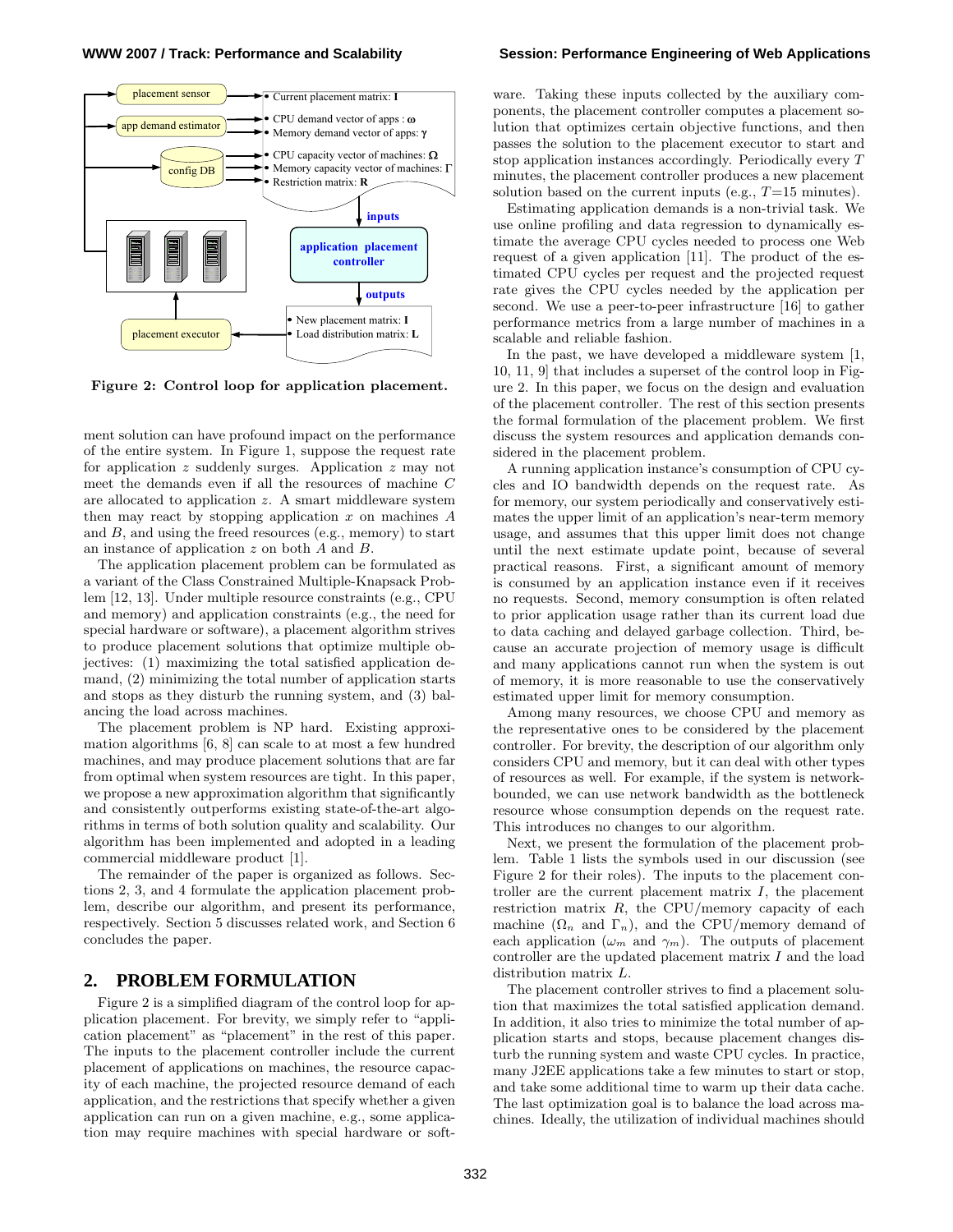placement sensor

app demand estimator

config DB

- Current placement matrix: **I**
- CPU demand vector of apps : **ω**
- Memory demand vector of apps: **γ**
- CPU capacity vector of machines: **Ω**
- Memory capacity vector of machines: **Γ**
- Restriction matrix: **R**

inputs

application placement controller

outputs

- New placement matrix: **I**
- Load distribution matrix: **L**

placement executor

**Figure 2: Control loop for application placement.**

ment solution can have profound impact on the performance of the entire system. In Figure 1, suppose the request rate for application $z$ suddenly surges. Application $z$ may not meet the demands even if all the resources of machine $C$ are allocated to application $z$. A smart middleware system then may react by stopping application $x$ on machines $A$ and $B$, and using the freed resources (e.g., memory) to start an instance of application $z$ on both $A$ and $B$.

The application placement problem can be formulated as a variant of the Class Constrained Multiple-Knapsack Problem [12, 13]. Under multiple resource constraints (e.g., CPU and memory) and application constraints (e.g., the need for special hardware or software), a placement algorithm strives to produce placement solutions that optimize multiple objectives: (1) maximizing the total satisfied application demand, (2) minimizing the total number of application starts and stops as they disturb the running system, and (3) balancing the load across machines.

The placement problem is NP hard. Existing approximation algorithms [6, 8] can scale to at most a few hundred machines, and may produce placement solutions that are far from optimal when system resources are tight. In this paper, we propose a new approximation algorithm that significantly and consistently outperforms existing state-of-the-art algorithms in terms of both solution quality and scalability. Our algorithm has been implemented and adopted in a leading commercial middleware product [1].

The remainder of the paper is organized as follows. Sections 2, 3, and 4 formulate the application placement problem, describe our algorithm, and present its performance, respectively. Section 5 discusses related work, and Section 6 concludes the paper.

## 2. PROBLEM FORMULATION

Figure 2 is a simplified diagram of the control loop for application placement. For brevity, we simply refer to "application placement" as "placement" in the rest of this paper. The inputs to the placement controller include the current placement of applications on machines, the resource capacity of each machine, the projected resource demand of each application, and the restrictions that specify whether a given application can run on a given machine, e.g., some application may require machines with special hardware or software. Taking these inputs collected by the auxiliary components, the placement controller computes a placement solution that optimizes certain objective functions, and then passes the solution to the placement executor to start and stop application instances accordingly. Periodically every $T$ minutes, the placement controller produces a new placement solution based on the current inputs (e.g., $T$=15 minutes).

Estimating application demands is a non-trivial task. We use online profiling and data regression to dynamically estimate the average CPU cycles needed to process one Web request of a given application [11]. The product of the estimated CPU cycles per request and the projected request rate gives the CPU cycles needed by the application per second. We use a peer-to-peer infrastructure [16] to gather performance metrics from a large number of machines in a scalable and reliable fashion.

In the past, we have developed a middleware system [1, 10, 11, 9] that includes a superset of the control loop in Figure 2. In this paper, we focus on the design and evaluation of the placement controller. The rest of this section presents the formal formulation of the placement problem. We first discuss the system resources and application demands considered in the placement problem.

A running application instance's consumption of CPU cycles and IO bandwidth depends on the request rate. As for memory, our system periodically and conservatively estimates the upper limit of an application's near-term memory usage, and assumes that this upper limit does not change until the next estimate update point, because of several practical reasons. First, a significant amount of memory is consumed by an application instance even if it receives no requests. Second, memory consumption is often related to prior application usage rather than its current load due to data caching and delayed garbage collection. Third, because an accurate projection of memory usage is difficult and many applications cannot run when the system is out of memory, it is more reasonable to use the conservatively estimated upper limit for memory consumption.

Among many resources, we choose CPU and memory as the representative ones to be considered by the placement controller. For brevity, the description of our algorithm only considers CPU and memory, but it can deal with other types of resources as well. For example, if the system is network-bounded, we can use network bandwidth as the bottleneck resource whose consumption depends on the request rate. This introduces no changes to our algorithm.

Next, we present the formulation of the placement problem. Table 1 lists the symbols used in our discussion (see Figure 2 for their roles). The inputs to the placement controller are the current placement matrix $I$, the placement restriction matrix $R$, the CPU/memory capacity of each machine ($\Omega_n$ and $\Gamma_n$), and the CPU/memory demand of each application ($\omega_m$ and $\gamma_m$). The outputs of placement controller are the updated placement matrix $I$ and the load distribution matrix $L$.

The placement controller strives to find a placement solution that maximizes the total satisfied application demand. In addition, it also tries to minimize the total number of application starts and stops, because placement changes disturb the running system and waste CPU cycles. In practice, many J2EE applications take a few minutes to start or stop, and take some additional time to warm up their data cache. The last optimization goal is to balance the load across machines. Ideally, the utilization of individual machines should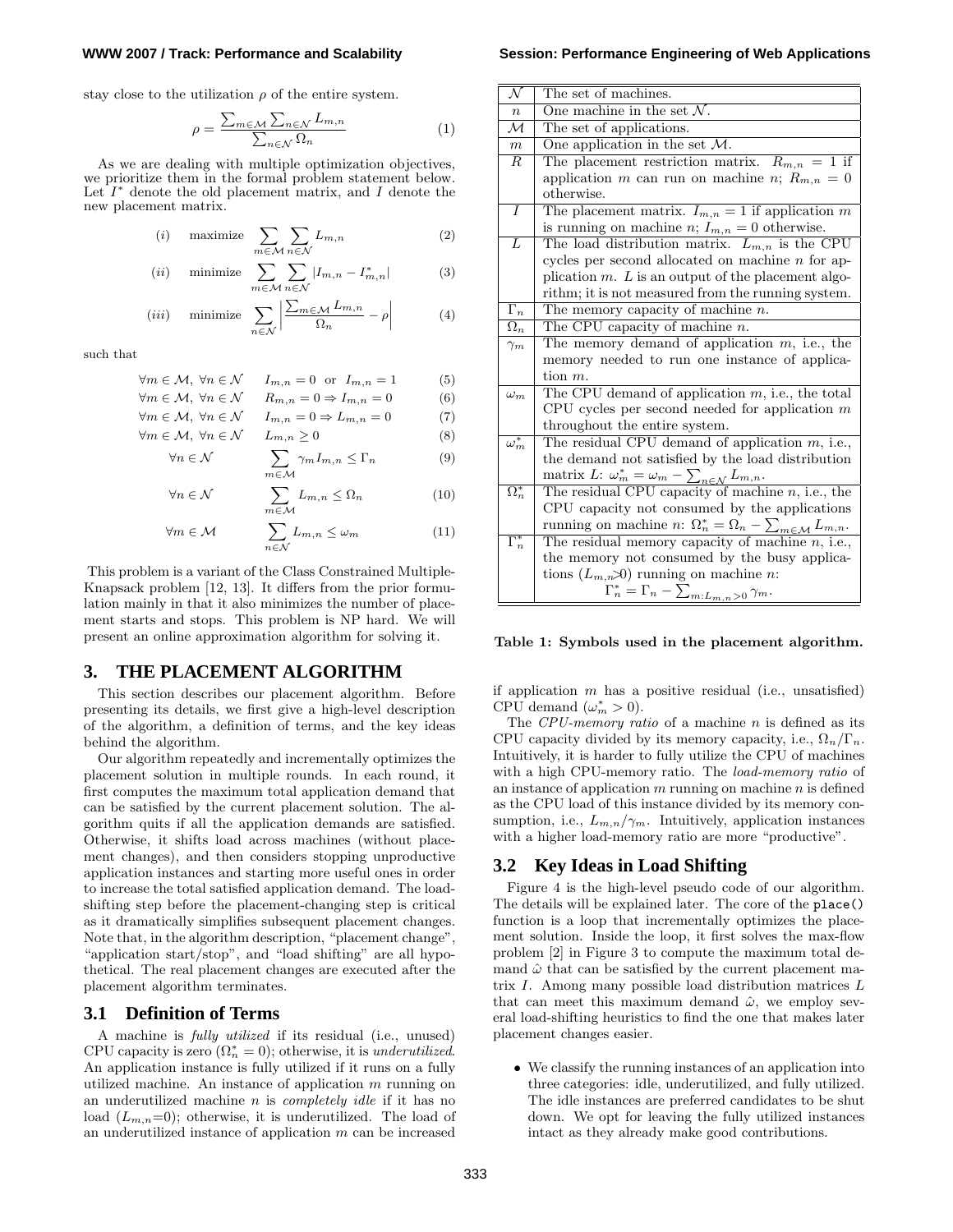stay close to the utilization $\rho$ of the entire system.

$$\rho = \frac{\sum_{m \in \mathcal{M}} \sum_{n \in \mathcal{N}} L_{m,n}}{\sum_{n \in \mathcal{N}} \Omega_n} \tag{1}$$

As we are dealing with multiple optimization objectives, we prioritize them in the formal problem statement below. Let $I^*$ denote the old placement matrix, and $I$ denote the new placement matrix.

$$(i) \quad \text{maximize} \quad \sum_{m \in \mathcal{M}} \sum_{n \in \mathcal{N}} L_{m,n} \tag{2}$$

$$(ii) \quad \text{minimize} \quad \sum_{m \in \mathcal{M}} \sum_{n \in \mathcal{N}} |I_{m,n} - I^*_{m,n}| \tag{3}$$

$$(iii) \quad \text{minimize} \quad \sum_{n \in \mathcal{N}} \left| \frac{\sum_{m \in \mathcal{M}} L_{m,n}}{\Omega_n} - \rho \right| \tag{4}$$

such that

$$\forall m \in \mathcal{M},\ \forall n \in \mathcal{N} \qquad I_{m,n} = 0 \ \text{ or } \ I_{m,n} = 1 \tag{5}$$

$$\forall m \in \mathcal{M},\ \forall n \in \mathcal{N} \qquad R_{m,n} = 0 \Rightarrow I_{m,n} = 0 \tag{6}$$

$$\forall m \in \mathcal{M},\ \forall n \in \mathcal{N} \qquad I_{m,n} = 0 \Rightarrow L_{m,n} = 0 \tag{7}$$

$$\forall m \in \mathcal{M},\ \forall n \in \mathcal{N} \qquad L_{m,n} \geq 0 \tag{8}$$

$$\forall n \in \mathcal{N} \qquad \sum_{m \in \mathcal{M}} \gamma_m I_{m,n} \leq \Gamma_n \tag{9}$$

$$\forall n \in \mathcal{N} \qquad \sum_{m \in \mathcal{M}} L_{m,n} \leq \Omega_n \tag{10}$$

$$\forall m \in \mathcal{M} \qquad \sum_{n \in \mathcal{N}} L_{m,n} \leq \omega_m \tag{11}$$

This problem is a variant of the Class Constrained Multiple-Knapsack problem [12, 13]. It differs from the prior formulation mainly in that it also minimizes the number of placement starts and stops. This problem is NP hard. We will present an online approximation algorithm for solving it.

## 3. THE PLACEMENT ALGORITHM

This section describes our placement algorithm. Before presenting its details, we first give a high-level description of the algorithm, a definition of terms, and the key ideas behind the algorithm.

Our algorithm repeatedly and incrementally optimizes the placement solution in multiple rounds. In each round, it first computes the maximum total application demand that can be satisfied by the current placement solution. The algorithm quits if all the application demands are satisfied. Otherwise, it shifts load across machines (without placement changes), and then considers stopping unproductive application instances and starting more useful ones in order to increase the total satisfied application demand. The load-shifting step before the placement-changing step is critical as it dramatically simplifies subsequent placement changes. Note that, in the algorithm description, "placement change", "application start/stop", and "load shifting" are all hypothetical. The real placement changes are executed after the placement algorithm terminates.

### 3.1 Definition of Terms

A machine is *fully utilized* if its residual (i.e., unused) CPU capacity is zero ($\Omega^*_n = 0$); otherwise, it is *underutilized*. An application instance is fully utilized if it runs on a fully utilized machine. An instance of application $m$ running on an underutilized machine $n$ is *completely idle* if it has no load ($L_{m,n}$=0); otherwise, it is underutilized. The load of an underutilized instance of application $m$ can be increased if application $m$ has a positive residual (i.e., unsatisfied) CPU demand ($\omega^*_m > 0$).

The *CPU-memory ratio* of a machine $n$ is defined as its CPU capacity divided by its memory capacity, i.e., $\Omega_n/\Gamma_n$. Intuitively, it is harder to fully utilize the CPU of machines with a high CPU-memory ratio. The *load-memory ratio* of an instance of application $m$ running on machine $n$ is defined as the CPU load of this instance divided by its memory consumption, i.e., $L_{m,n}/\gamma_m$. Intuitively, application instances with a higher load-memory ratio are more "productive".

| Symbol | Description |
|---|---|
| $\mathcal{N}$ | The set of machines. |
| $n$ | One machine in the set $\mathcal{N}$. |
| $\mathcal{M}$ | The set of applications. |
| $m$ | One application in the set $\mathcal{M}$. |
| $R$ | The placement restriction matrix. $R_{m,n} = 1$ if application $m$ can run on machine $n$; $R_{m,n} = 0$ otherwise. |
| $I$ | The placement matrix. $I_{m,n} = 1$ if application $m$ is running on machine $n$; $I_{m,n} = 0$ otherwise. |
| $L$ | The load distribution matrix. $L_{m,n}$ is the CPU cycles per second allocated on machine $n$ for application $m$. $L$ is an output of the placement algorithm; it is not measured from the running system. |
| $\Gamma_n$ | The memory capacity of machine $n$. |
| $\Omega_n$ | The CPU capacity of machine $n$. |
| $\gamma_m$ | The memory demand of application $m$, i.e., the memory needed to run one instance of application $m$. |
| $\omega_m$ | The CPU demand of application $m$, i.e., the total CPU cycles per second needed for application $m$ throughout the entire system. |
| $\omega^*_m$ | The residual CPU demand of application $m$, i.e., the demand not satisfied by the load distribution matrix $L$: $\omega^*_m = \omega_m - \sum_{n \in \mathcal{N}} L_{m,n}$. |
| $\Omega^*_n$ | The residual CPU capacity of machine $n$, i.e., the CPU capacity not consumed by the applications running on machine $n$: $\Omega^*_n = \Omega_n - \sum_{m \in \mathcal{M}} L_{m,n}$. |
| $\Gamma^*_n$ | The residual memory capacity of machine $n$, i.e., the memory not consumed by the busy applications ($L_{m,n}$>0) running on machine $n$: $\Gamma^*_n = \Gamma_n - \sum_{m: L_{m,n} > 0} \gamma_m$. |

**Table 1: Symbols used in the placement algorithm.**

### 3.2 Key Ideas in Load Shifting

Figure 4 is the high-level pseudo code of our algorithm. The details will be explained later. The core of the `place()` function is a loop that incrementally optimizes the placement solution. Inside the loop, it first solves the max-flow problem [2] in Figure 3 to compute the maximum total demand $\hat{\omega}$ that can be satisfied by the current placement matrix $I$. Among many possible load distribution matrices $L$ that can meet this maximum demand $\hat{\omega}$, we employ several load-shifting heuristics to find the one that makes later placement changes easier.

- We classify the running instances of an application into three categories: idle, underutilized, and fully utilized. The idle instances are preferred candidates to be shut down. We opt for leaving the fully utilized instances intact as they already make good contributions.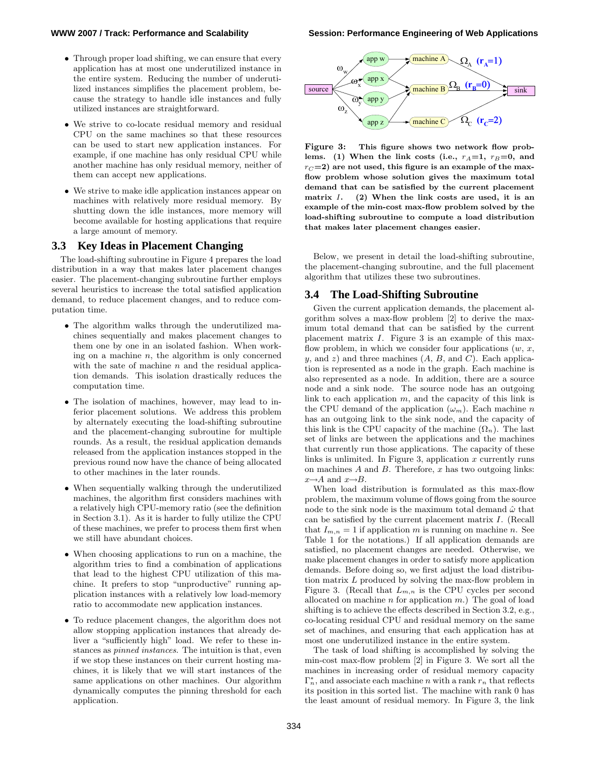- Through proper load shifting, we can ensure that every application has at most one underutilized instance in the entire system. Reducing the number of underutilized instances simplifies the placement problem, because the strategy to handle idle instances and fully utilized instances are straightforward.

- We strive to co-locate residual memory and residual CPU on the same machines so that these resources can be used to start new application instances. For example, if one machine has only residual CPU while another machine has only residual memory, neither of them can accept new applications.

- We strive to make idle application instances appear on machines with relatively more residual memory. By shutting down the idle instances, more memory will become available for hosting applications that require a large amount of memory.

## 3.3 Key Ideas in Placement Changing

The load-shifting subroutine in Figure 4 prepares the load distribution in a way that makes later placement changes easier. The placement-changing subroutine further employs several heuristics to increase the total satisfied application demand, to reduce placement changes, and to reduce computation time.

- The algorithm walks through the underutilized machines sequentially and makes placement changes to them one by one in an isolated fashion. When working on a machine $n$, the algorithm is only concerned with the sate of machine $n$ and the residual application demands. This isolation drastically reduces the computation time.

- The isolation of machines, however, may lead to inferior placement solutions. We address this problem by alternately executing the load-shifting subroutine and the placement-changing subroutine for multiple rounds. As a result, the residual application demands released from the application instances stopped in the previous round now have the chance of being allocated to other machines in the later rounds.

- When sequentially walking through the underutilized machines, the algorithm first considers machines with a relatively high CPU-memory ratio (see the definition in Section 3.1). As it is harder to fully utilize the CPU of these machines, we prefer to process them first when we still have abundant choices.

- When choosing applications to run on a machine, the algorithm tries to find a combination of applications that lead to the highest CPU utilization of this machine. It prefers to stop "unproductive" running application instances with a relatively low load-memory ratio to accommodate new application instances.

- To reduce placement changes, the algorithm does not allow stopping application instances that already deliver a "sufficiently high" load. We refer to these instances as *pinned instances*. The intuition is that, even if we stop these instances on their current hosting machines, it is likely that we will start instances of the same applications on other machines. Our algorithm dynamically computes the pinning threshold for each application.

source
app w
app x
app y
app z
$\omega_w$
$\omega_x$
$\omega_y$
$\omega_z$
machine A
machine B
machine C
$\Omega_A$ ($r_A$=1)
$\Omega_B$ ($r_B$=0)
$\Omega_C$ ($r_C$=2)
sink

**Figure 3: This figure shows two network flow problems. (1) When the link costs (i.e., $r_A$=1, $r_B$=0, and $r_C$=2) are not used, this figure is an example of the max-flow problem whose solution gives the maximum total demand that can be satisfied by the current placement matrix $I$. (2) When the link costs are used, it is an example of the min-cost max-flow problem solved by the load-shifting subroutine to compute a load distribution that makes later placement changes easier.**

Below, we present in detail the load-shifting subroutine, the placement-changing subroutine, and the full placement algorithm that utilizes these two subroutines.

## 3.4 The Load-Shifting Subroutine

Given the current application demands, the placement algorithm solves a max-flow problem [2] to derive the maximum total demand that can be satisfied by the current placement matrix $I$. Figure 3 is an example of this max-flow problem, in which we consider four applications ($w$, $x$, $y$, and $z$) and three machines ($A$, $B$, and $C$). Each application is represented as a node in the graph. Each machine is also represented as a node. In addition, there are a source node and a sink node. The source node has an outgoing link to each application $m$, and the capacity of this link is the CPU demand of the application ($\omega_m$). Each machine $n$ has an outgoing link to the sink node, and the capacity of this link is the CPU capacity of the machine ($\Omega_n$). The last set of links are between the applications and the machines that currently run those applications. The capacity of these links is unlimited. In Figure 3, application $x$ currently runs on machines $A$ and $B$. Therefore, $x$ has two outgoing links: $x \rightarrow A$ and $x \rightarrow B$.

When load distribution is formulated as this max-flow problem, the maximum volume of flows going from the source node to the sink node is the maximum total demand $\hat{\omega}$ that can be satisfied by the current placement matrix $I$. (Recall that $I_{m,n} = 1$ if application $m$ is running on machine $n$. See Table 1 for the notations.) If all application demands are satisfied, no placement changes are needed. Otherwise, we make placement changes in order to satisfy more application demands. Before doing so, we first adjust the load distribution matrix $L$ produced by solving the max-flow problem in Figure 3. (Recall that $L_{m,n}$ is the CPU cycles per second allocated on machine $n$ for application $m$.) The goal of load shifting is to achieve the effects described in Section 3.2, e.g., co-locating residual CPU and residual memory on the same set of machines, and ensuring that each application has at most one underutilized instance in the entire system.

The task of load shifting is accomplished by solving the min-cost max-flow problem [2] in Figure 3. We sort all the machines in increasing order of residual memory capacity $\Gamma_n^*$, and associate each machine $n$ with a rank $r_n$ that reflects its position in this sorted list. The machine with rank 0 has the least amount of residual memory. In Figure 3, the link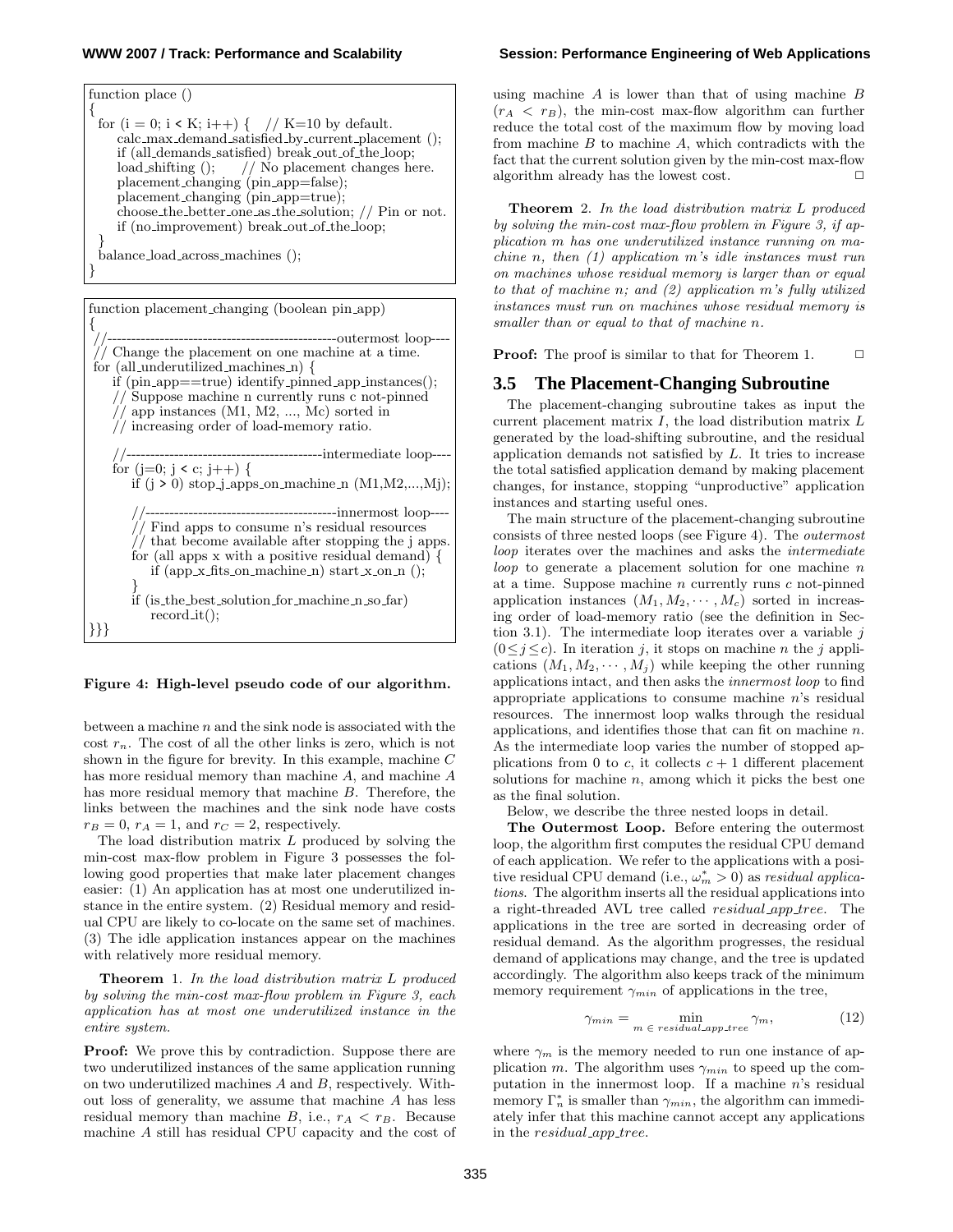```
function place ()
{
  for (i = 0; i < K; i++) {   // K=10 by default.
      calc_max_demand_satisfied_by_current_placement ();
      if (all_demands_satisfied) break_out_of_the_loop;
      load_shifting ();     // No placement changes here.
      placement_changing (pin_app=false);
      placement_changing (pin_app=true);
      choose_the_better_one_as_the_solution; // Pin or not.
      if (no_improvement) break_out_of_the_loop;
  }
  balance_load_across_machines ();
}
```

```
function placement_changing (boolean pin_app)
{
 //------------------------------------------------outermost loop----
 // Change the placement on one machine at a time.
 for (all_underutilized_machines_n) {
    if (pin_app==true) identify_pinned_app_instances();
    // Suppose machine n currently runs c not-pinned
    // app instances (M1, M2, ..., Mc) sorted in
    // increasing order of load-memory ratio.

    //-----------------------------------------intermediate loop----
    for (j=0; j < c; j++) {
        if (j > 0) stop_j_apps_on_machine_n (M1,M2,...,Mj);

        //----------------------------------------innermost loop----
        // Find apps to consume n's residual resources
        // that become available after stopping the j apps.
        for (all apps x with a positive residual demand) {
            if (app_x_fits_on_machine_n) start_x_on_n ();
        }
        if (is_the_best_solution_for_machine_n_so_far)
            record_it();
}}}
```

**Figure 4: High-level pseudo code of our algorithm.**

between a machine $n$ and the sink node is associated with the cost $r_n$. The cost of all the other links is zero, which is not shown in the figure for brevity. In this example, machine $C$ has more residual memory than machine $A$, and machine $A$ has more residual memory that machine $B$. Therefore, the links between the machines and the sink node have costs $r_B = 0$, $r_A = 1$, and $r_C = 2$, respectively.

The load distribution matrix $L$ produced by solving the min-cost max-flow problem in Figure 3 possesses the following good properties that make later placement changes easier: (1) An application has at most one underutilized instance in the entire system. (2) Residual memory and residual CPU are likely to co-locate on the same set of machines. (3) The idle application instances appear on the machines with relatively more residual memory.

**Theorem** 1. *In the load distribution matrix $L$ produced by solving the min-cost max-flow problem in Figure 3, each application has at most one underutilized instance in the entire system.*

**Proof:** We prove this by contradiction. Suppose there are two underutilized instances of the same application running on two underutilized machines $A$ and $B$, respectively. Without loss of generality, we assume that machine $A$ has less residual memory than machine $B$, i.e., $r_A < r_B$. Because machine $A$ still has residual CPU capacity and the cost of using machine $A$ is lower than that of using machine $B$ ($r_A < r_B$), the min-cost max-flow algorithm can further reduce the total cost of the maximum flow by moving load from machine $B$ to machine $A$, which contradicts with the fact that the current solution given by the min-cost max-flow algorithm already has the lowest cost. □

**Theorem** 2. *In the load distribution matrix $L$ produced by solving the min-cost max-flow problem in Figure 3, if application $m$ has one underutilized instance running on machine $n$, then (1) application $m$'s idle instances must run on machines whose residual memory is larger than or equal to that of machine $n$; and (2) application $m$'s fully utilized instances must run on machines whose residual memory is smaller than or equal to that of machine $n$.*

**Proof:** The proof is similar to that for Theorem 1. □

## 3.5 The Placement-Changing Subroutine

The placement-changing subroutine takes as input the current placement matrix $I$, the load distribution matrix $L$ generated by the load-shifting subroutine, and the residual application demands not satisfied by $L$. It tries to increase the total satisfied application demand by making placement changes, for instance, stopping "unproductive" application instances and starting useful ones.

The main structure of the placement-changing subroutine consists of three nested loops (see Figure 4). The *outermost loop* iterates over the machines and asks the *intermediate loop* to generate a placement solution for one machine $n$ at a time. Suppose machine $n$ currently runs $c$ not-pinned application instances $(M_1, M_2, \cdots, M_c)$ sorted in increasing order of load-memory ratio (see the definition in Section 3.1). The intermediate loop iterates over a variable $j$ $(0 \leq j \leq c)$. In iteration $j$, it stops on machine $n$ the $j$ applications $(M_1, M_2, \cdots, M_j)$ while keeping the other running applications intact, and then asks the *innermost loop* to find appropriate applications to consume machine $n$'s residual resources. The innermost loop walks through the residual applications, and identifies those that can fit on machine $n$. As the intermediate loop varies the number of stopped applications from 0 to $c$, it collects $c + 1$ different placement solutions for machine $n$, among which it picks the best one as the final solution.

Below, we describe the three nested loops in detail.

**The Outermost Loop.** Before entering the outermost loop, the algorithm first computes the residual CPU demand of each application. We refer to the applications with a positive residual CPU demand (i.e., $\omega_m^* > 0$) as *residual applications.* The algorithm inserts all the residual applications into a right-threaded AVL tree called *residual_app_tree*. The applications in the tree are sorted in decreasing order of residual demand. As the algorithm progresses, the residual demand of applications may change, and the tree is updated accordingly. The algorithm also keeps track of the minimum memory requirement $\gamma_{min}$ of applications in the tree,

$$\gamma_{min} = \min_{m \,\in\, residual\_app\_tree} \gamma_m, \qquad (12)$$

where $\gamma_m$ is the memory needed to run one instance of application $m$. The algorithm uses $\gamma_{min}$ to speed up the computation in the innermost loop. If a machine $n$'s residual memory $\Gamma_n^*$ is smaller than $\gamma_{min}$, the algorithm can immediately infer that this machine cannot accept any applications in the *residual_app_tree*.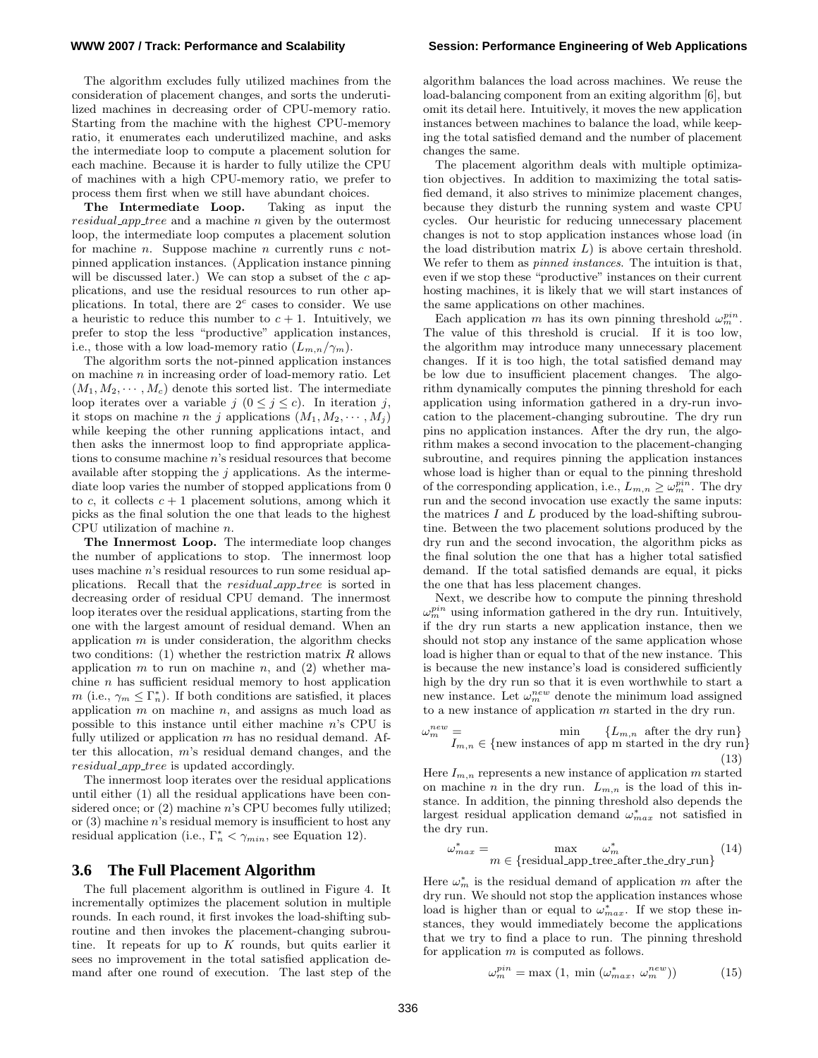The algorithm excludes fully utilized machines from the consideration of placement changes, and sorts the underutilized machines in decreasing order of CPU-memory ratio. Starting from the machine with the highest CPU-memory ratio, it enumerates each underutilized machine, and asks the intermediate loop to compute a placement solution for each machine. Because it is harder to fully utilize the CPU of machines with a high CPU-memory ratio, we prefer to process them first when we still have abundant choices.

**The Intermediate Loop.** Taking as input the *residual_app_tree* and a machine $n$ given by the outermost loop, the intermediate loop computes a placement solution for machine $n$. Suppose machine $n$ currently runs $c$ not-pinned application instances. (Application instance pinning will be discussed later.) We can stop a subset of the $c$ applications, and use the residual resources to run other applications. In total, there are $2^c$ cases to consider. We use a heuristic to reduce this number to $c + 1$. Intuitively, we prefer to stop the less "productive" application instances, i.e., those with a low load-memory ratio ($L_{m,n}/\gamma_m$).

The algorithm sorts the not-pinned application instances on machine $n$ in increasing order of load-memory ratio. Let $(M_1, M_2, \cdots, M_c)$ denote this sorted list. The intermediate loop iterates over a variable $j$ ($0 \leq j \leq c$). In iteration $j$, it stops on machine $n$ the $j$ applications $(M_1, M_2, \cdots, M_j)$ while keeping the other running applications intact, and then asks the innermost loop to find appropriate applications to consume machine $n$'s residual resources that become available after stopping the $j$ applications. As the intermediate loop varies the number of stopped applications from 0 to $c$, it collects $c + 1$ placement solutions, among which it picks as the final solution the one that leads to the highest CPU utilization of machine $n$.

**The Innermost Loop.** The intermediate loop changes the number of applications to stop. The innermost loop uses machine $n$'s residual resources to run some residual applications. Recall that the *residual_app_tree* is sorted in decreasing order of residual CPU demand. The innermost loop iterates over the residual applications, starting from the one with the largest amount of residual demand. When an application $m$ is under consideration, the algorithm checks two conditions: (1) whether the restriction matrix $R$ allows application $m$ to run on machine $n$, and (2) whether machine $n$ has sufficient residual memory to host application $m$ (i.e., $\gamma_m \leq \Gamma_n^*$). If both conditions are satisfied, it places application $m$ on machine $n$, and assigns as much load as possible to this instance until either machine $n$'s CPU is fully utilized or application $m$ has no residual demand. After this allocation, $m$'s residual demand changes, and the *residual_app_tree* is updated accordingly.

The innermost loop iterates over the residual applications until either (1) all the residual applications have been considered once; or (2) machine $n$'s CPU becomes fully utilized; or (3) machine $n$'s residual memory is insufficient to host any residual application (i.e., $\Gamma_n^* < \gamma_{min}$, see Equation 12).

## 3.6 The Full Placement Algorithm

The full placement algorithm is outlined in Figure 4. It incrementally optimizes the placement solution in multiple rounds. In each round, it first invokes the load-shifting subroutine and then invokes the placement-changing subroutine. It repeats for up to $K$ rounds, but quits earlier it sees no improvement in the total satisfied application demand after one round of execution. The last step of the algorithm balances the load across machines. We reuse the load-balancing component from an exiting algorithm [6], but omit its detail here. Intuitively, it moves the new application instances between machines to balance the load, while keeping the total satisfied demand and the number of placement changes the same.

The placement algorithm deals with multiple optimization objectives. In addition to maximizing the total satisfied demand, it also strives to minimize placement changes, because they disturb the running system and waste CPU cycles. Our heuristic for reducing unnecessary placement changes is not to stop application instances whose load (in the load distribution matrix $L$) is above certain threshold. We refer to them as *pinned instances*. The intuition is that, even if we stop these "productive" instances on their current hosting machines, it is likely that we will start instances of the same applications on other machines.

Each application $m$ has its own pinning threshold $\omega_m^{pin}$. The value of this threshold is crucial. If it is too low, the algorithm may introduce many unnecessary placement changes. If it is too high, the total satisfied demand may be low due to insufficient placement changes. The algorithm dynamically computes the pinning threshold for each application using information gathered in a dry-run invocation to the placement-changing subroutine. The dry run pins no application instances. After the dry run, the algorithm makes a second invocation to the placement-changing subroutine, and requires pinning the application instances whose load is higher than or equal to the pinning threshold of the corresponding application, i.e., $L_{m,n} \geq \omega_m^{pin}$. The dry run and the second invocation use exactly the same inputs: the matrices $I$ and $L$ produced by the load-shifting subroutine. Between the two placement solutions produced by the dry run and the second invocation, the algorithm picks as the final solution the one that has a higher total satisfied demand. If the total satisfied demands are equal, it picks the one that has less placement changes.

Next, we describe how to compute the pinning threshold $\omega_m^{pin}$ using information gathered in the dry run. Intuitively, if the dry run starts a new application instance, then we should not stop any instance of the same application whose load is higher than or equal to that of the new instance. This is because the new instance's load is considered sufficiently high by the dry run so that it is even worthwhile to start a new instance. Let $\omega_m^{new}$ denote the minimum load assigned to a new instance of application $m$ started in the dry run.

$$\omega_m^{new} = \min_{I_{m,n} \in \{\text{new instances of app m started in the dry run}\}} \{L_{m,n} \text{ after the dry run}\} \tag{13}$$

Here $I_{m,n}$ represents a new instance of application $m$ started on machine $n$ in the dry run. $L_{m,n}$ is the load of this instance. In addition, the pinning threshold also depends the largest residual application demand $\omega_{max}^*$ not satisfied in the dry run.

$$\omega_{max}^* = \max_{m \in \{\text{residual\_app\_tree\_after\_the\_dry\_run}\}} \omega_m^* \tag{14}$$

Here $\omega_m^*$ is the residual demand of application $m$ after the dry run. We should not stop the application instances whose load is higher than or equal to $\omega_{max}^*$. If we stop these instances, they would immediately become the applications that we try to find a place to run. The pinning threshold for application $m$ is computed as follows.

$$\omega_m^{pin} = \max\left(1, \min\left(\omega_{max}^*, \omega_m^{new}\right)\right) \tag{15}$$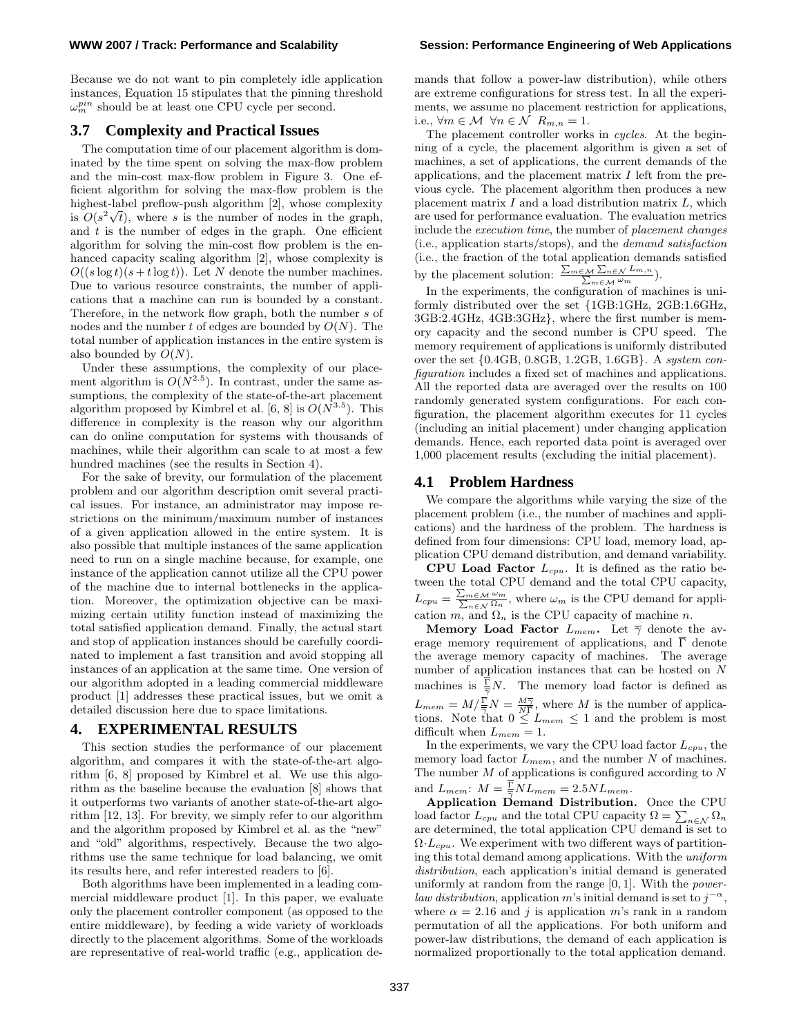Because we do not want to pin completely idle application instances, Equation 15 stipulates that the pinning threshold $\omega_m^{pin}$ should be at least one CPU cycle per second.

### 3.7 Complexity and Practical Issues

The computation time of our placement algorithm is dominated by the time spent on solving the max-flow problem and the min-cost max-flow problem in Figure 3. One efficient algorithm for solving the max-flow problem is the highest-label preflow-push algorithm [2], whose complexity is $O(s^2\sqrt{t})$, where $s$ is the number of nodes in the graph, and $t$ is the number of edges in the graph. One efficient algorithm for solving the min-cost flow problem is the enhanced capacity scaling algorithm [2], whose complexity is $O((s \log t)(s + t \log t))$. Let $N$ denote the number machines. Due to various resource constraints, the number of applications that a machine can run is bounded by a constant. Therefore, in the network flow graph, both the number $s$ of nodes and the number $t$ of edges are bounded by $O(N)$. The total number of application instances in the entire system is also bounded by $O(N)$.

Under these assumptions, the complexity of our placement algorithm is $O(N^{2.5})$. In contrast, under the same assumptions, the complexity of the state-of-the-art placement algorithm proposed by Kimbrel et al. [6, 8] is $O(N^{3.5})$. This difference in complexity is the reason why our algorithm can do online computation for systems with thousands of machines, while their algorithm can scale to at most a few hundred machines (see the results in Section 4).

For the sake of brevity, our formulation of the placement problem and our algorithm description omit several practical issues. For instance, an administrator may impose restrictions on the minimum/maximum number of instances of a given application allowed in the entire system. It is also possible that multiple instances of the same application need to run on a single machine because, for example, one instance of the application cannot utilize all the CPU power of the machine due to internal bottlenecks in the application. Moreover, the optimization objective can be maximizing certain utility function instead of maximizing the total satisfied application demand. Finally, the actual start and stop of application instances should be carefully coordinated to implement a fast transition and avoid stopping all instances of an application at the same time. One version of our algorithm adopted in a leading commercial middleware product [1] addresses these practical issues, but we omit a detailed discussion here due to space limitations.

## 4. EXPERIMENTAL RESULTS

This section studies the performance of our placement algorithm, and compares it with the state-of-the-art algorithm [6, 8] proposed by Kimbrel et al. We use this algorithm as the baseline because the evaluation [8] shows that it outperforms two variants of another state-of-the-art algorithm [12, 13]. For brevity, we simply refer to our algorithm and the algorithm proposed by Kimbrel et al. as the "new" and "old" algorithms, respectively. Because the two algorithms use the same technique for load balancing, we omit its results here, and refer interested readers to [6].

Both algorithms have been implemented in a leading commercial middleware product [1]. In this paper, we evaluate only the placement controller component (as opposed to the entire middleware), by feeding a wide variety of workloads directly to the placement algorithms. Some of the workloads are representative of real-world traffic (e.g., application demands that follow a power-law distribution), while others are extreme configurations for stress test. In all the experiments, we assume no placement restriction for applications, i.e., $\forall m \in \mathcal{M}\ \forall n \in \mathcal{N}\ R_{m,n} = 1$.

The placement controller works in *cycles*. At the beginning of a cycle, the placement algorithm is given a set of machines, a set of applications, the current demands of the applications, and the placement matrix $I$ left from the previous cycle. The placement algorithm then produces a new placement matrix $I$ and a load distribution matrix $L$, which are used for performance evaluation. The evaluation metrics include the *execution time*, the number of *placement changes* (i.e., application starts/stops), and the *demand satisfaction* (i.e., the fraction of the total application demands satisfied by the placement solution: $\frac{\sum_{m \in \mathcal{M}} \sum_{n \in \mathcal{N}} L_{m,n}}{\sum_{m \in \mathcal{M}} \omega_m}$).

In the experiments, the configuration of machines is uniformly distributed over the set {1GB:1GHz, 2GB:1.6GHz, 3GB:2.4GHz, 4GB:3GHz}, where the first number is memory capacity and the second number is CPU speed. The memory requirement of applications is uniformly distributed over the set {0.4GB, 0.8GB, 1.2GB, 1.6GB}. A *system configuration* includes a fixed set of machines and applications. All the reported data are averaged over the results on 100 randomly generated system configurations. For each configuration, the placement algorithm executes for 11 cycles (including an initial placement) under changing application demands. Hence, each reported data point is averaged over 1,000 placement results (excluding the initial placement).

### 4.1 Problem Hardness

We compare the algorithms while varying the size of the placement problem (i.e., the number of machines and applications) and the hardness of the problem. The hardness is defined from four dimensions: CPU load, memory load, application CPU demand distribution, and demand variability.

**CPU Load Factor** $L_{cpu}$. It is defined as the ratio between the total CPU demand and the total CPU capacity, $L_{cpu} = \frac{\sum_{m \in \mathcal{M}} \omega_m}{\sum_{n \in \mathcal{N}} \Omega_n}$, where $\omega_m$ is the CPU demand for application $m$, and $\Omega_n$ is the CPU capacity of machine $n$.

**Memory Load Factor** $L_{mem}$. Let $\overline{\gamma}$ denote the average memory requirement of applications, and $\overline{\Gamma}$ denote the average memory capacity of machines. The average number of application instances that can be hosted on $N$ machines is $\frac{\overline{\Gamma}}{\overline{\gamma}}N$. The memory load factor is defined as $L_{mem} = M / \frac{\overline{\Gamma}}{\overline{\gamma}}N = \frac{M\overline{\gamma}}{N\overline{\Gamma}}$, where $M$ is the number of applications. Note that $0 \leq L_{mem} \leq 1$ and the problem is most difficult when $L_{mem} = 1$.

In the experiments, we vary the CPU load factor $L_{cpu}$, the memory load factor $L_{mem}$, and the number $N$ of machines. The number $M$ of applications is configured according to $N$ and $L_{mem}$: $M = \frac{\overline{\Gamma}}{\overline{\gamma}}NL_{mem} = 2.5NL_{mem}$.

**Application Demand Distribution.** Once the CPU load factor $L_{cpu}$ and the total CPU capacity $\Omega = \sum_{n \in \mathcal{N}} \Omega_n$ are determined, the total application CPU demand is set to $\Omega \cdot L_{cpu}$. We experiment with two different ways of partitioning this total demand among applications. With the *uniform distribution*, each application's initial demand is generated uniformly at random from the range $[0, 1]$. With the *power-law distribution*, application $m$'s initial demand is set to $j^{-\alpha}$, where $\alpha = 2.16$ and $j$ is application $m$'s rank in a random permutation of all the applications. For both uniform and power-law distributions, the demand of each application is normalized proportionally to the total application demand.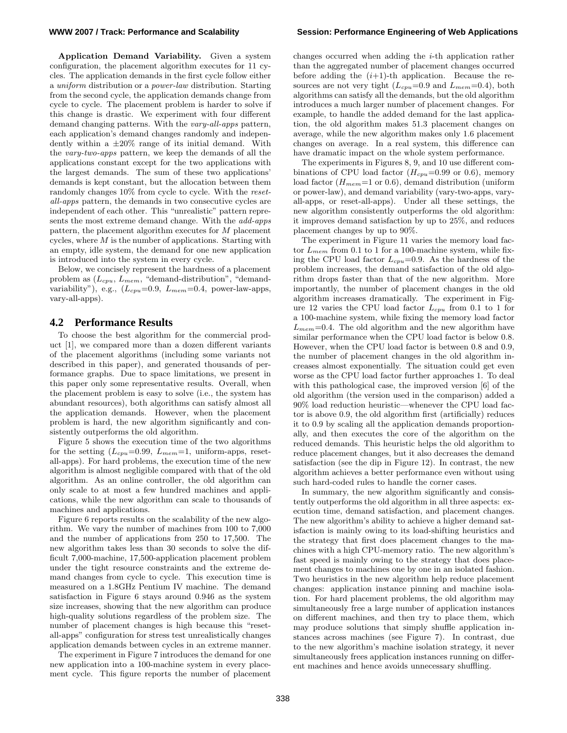**Application Demand Variability.** Given a system configuration, the placement algorithm executes for 11 cycles. The application demands in the first cycle follow either a *uniform* distribution or a *power-law* distribution. Starting from the second cycle, the application demands change from cycle to cycle. The placement problem is harder to solve if this change is drastic. We experiment with four different demand changing patterns. With the *vary-all-apps* pattern, each application's demand changes randomly and independently within a ±20% range of its initial demand. With the *vary-two-apps* pattern, we keep the demands of all the applications constant except for the two applications with the largest demands. The sum of these two applications' demands is kept constant, but the allocation between them randomly changes 10% from cycle to cycle. With the *reset-all-apps* pattern, the demands in two consecutive cycles are independent of each other. This "unrealistic" pattern represents the most extreme demand change. With the *add-apps* pattern, the placement algorithm executes for $M$ placement cycles, where $M$ is the number of applications. Starting with an empty, idle system, the demand for one new application is introduced into the system in every cycle.

Below, we concisely represent the hardness of a placement problem as ($L_{cpu}$, $L_{mem}$, "demand-distribution", "demand-variability"), e.g., ($L_{cpu}$=0.9, $L_{mem}$=0.4, power-law-apps, vary-all-apps).

## 4.2 Performance Results

To choose the best algorithm for the commercial product [1], we compared more than a dozen different variants of the placement algorithms (including some variants not described in this paper), and generated thousands of performance graphs. Due to space limitations, we present in this paper only some representative results. Overall, when the placement problem is easy to solve (i.e., the system has abundant resources), both algorithms can satisfy almost all the application demands. However, when the placement problem is hard, the new algorithm significantly and consistently outperforms the old algorithm.

Figure 5 shows the execution time of the two algorithms for the setting ($L_{cpu}$=0.99, $L_{mem}$=1, uniform-apps, reset-all-apps). For hard problems, the execution time of the new algorithm is almost negligible compared with that of the old algorithm. As an online controller, the old algorithm can only scale to at most a few hundred machines and applications, while the new algorithm can scale to thousands of machines and applications.

Figure 6 reports results on the scalability of the new algorithm. We vary the number of machines from 100 to 7,000 and the number of applications from 250 to 17,500. The new algorithm takes less than 30 seconds to solve the difficult 7,000-machine, 17,500-application placement problem under the tight resource constraints and the extreme demand changes from cycle to cycle. This execution time is measured on a 1.8GHz Pentium IV machine. The demand satisfaction in Figure 6 stays around 0.946 as the system size increases, showing that the new algorithm can produce high-quality solutions regardless of the problem size. The number of placement changes is high because this "reset-all-apps" configuration for stress test unrealistically changes application demands between cycles in an extreme manner.

The experiment in Figure 7 introduces the demand for one new application into a 100-machine system in every placement cycle. This figure reports the number of placement changes occurred when adding the $i$-th application rather than the aggregated number of placement changes occurred before adding the $(i+1)$-th application. Because the resources are not very tight ($L_{cpu}$=0.9 and $L_{mem}$=0.4), both algorithms can satisfy all the demands, but the old algorithm introduces a much larger number of placement changes. For example, to handle the added demand for the last application, the old algorithm makes 51.3 placement changes on average, while the new algorithm makes only 1.6 placement changes on average. In a real system, this difference can have dramatic impact on the whole system performance.

The experiments in Figures 8, 9, and 10 use different combinations of CPU load factor ($H_{cpu}$=0.99 or 0.6), memory load factor ($H_{mem}$=1 or 0.6), demand distribution (uniform or power-law), and demand variability (vary-two-apps, vary-all-apps, or reset-all-apps). Under all these settings, the new algorithm consistently outperforms the old algorithm: it improves demand satisfaction by up to 25%, and reduces placement changes by up to 90%.

The experiment in Figure 11 varies the memory load factor $L_{mem}$ from 0.1 to 1 for a 100-machine system, while fixing the CPU load factor $L_{cpu}$=0.9. As the hardness of the problem increases, the demand satisfaction of the old algorithm drops faster than that of the new algorithm. More importantly, the number of placement changes in the old algorithm increases dramatically. The experiment in Figure 12 varies the CPU load factor $L_{cpu}$ from 0.1 to 1 for a 100-machine system, while fixing the memory load factor $L_{mem}$=0.4. The old algorithm and the new algorithm have similar performance when the CPU load factor is below 0.8. However, when the CPU load factor is between 0.8 and 0.9, the number of placement changes in the old algorithm increases almost exponentially. The situation could get even worse as the CPU load factor further approaches 1. To deal with this pathological case, the improved version [6] of the old algorithm (the version used in the comparison) added a 90% load reduction heuristic—whenever the CPU load factor is above 0.9, the old algorithm first (artificially) reduces it to 0.9 by scaling all the application demands proportionally, and then executes the core of the algorithm on the reduced demands. This heuristic helps the old algorithm to reduce placement changes, but it also decreases the demand satisfaction (see the dip in Figure 12). In contrast, the new algorithm achieves a better performance even without using such hard-coded rules to handle the corner cases.

In summary, the new algorithm significantly and consistently outperforms the old algorithm in all three aspects: execution time, demand satisfaction, and placement changes. The new algorithm's ability to achieve a higher demand satisfaction is mainly owing to its load-shifting heuristics and the strategy that first does placement changes to the machines with a high CPU-memory ratio. The new algorithm's fast speed is mainly owing to the strategy that does placement changes to machines one by one in an isolated fashion. Two heuristics in the new algorithm help reduce placement changes: application instance pinning and machine isolation. For hard placement problems, the old algorithm may simultaneously free a large number of application instances on different machines, and then try to place them, which may produce solutions that simply shuffle application instances across machines (see Figure 7). In contrast, due to the new algorithm's machine isolation strategy, it never simultaneously frees application instances running on different machines and hence avoids unnecessary shuffling.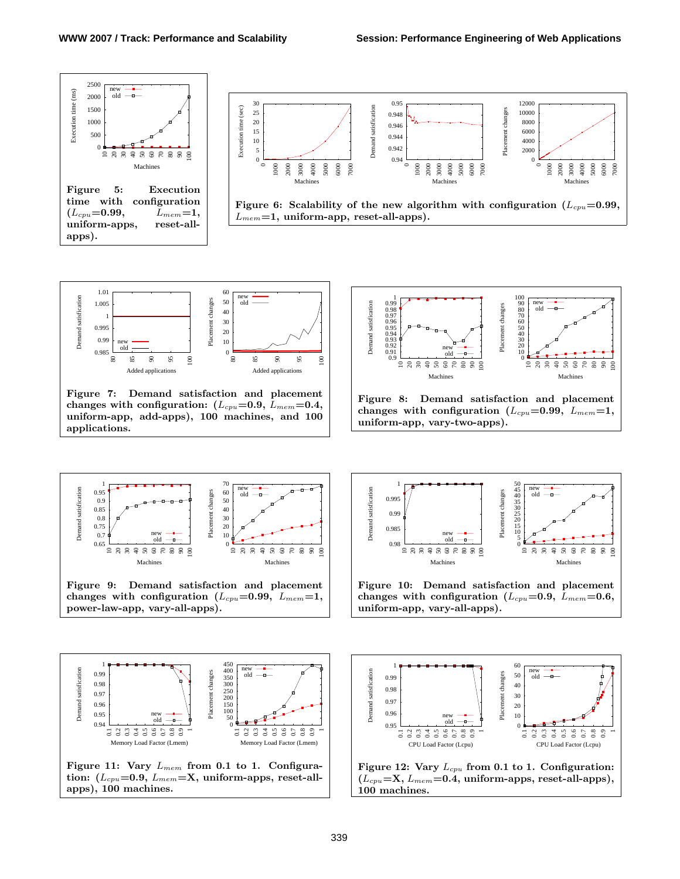Figure 5: Execution time with configuration ($L_{cpu}$=0.99, $L_{mem}$=1, uniform-apps, reset-all-apps).

Figure 6: Scalability of the new algorithm with configuration ($L_{cpu}$=0.99, $L_{mem}$=1, uniform-app, reset-all-apps).

Figure 7: Demand satisfaction and placement changes with configuration: ($L_{cpu}$=0.9, $L_{mem}$=0.4, uniform-app, add-apps), 100 machines, and 100 applications.

Figure 8: Demand satisfaction and placement changes with configuration ($L_{cpu}$=0.99, $L_{mem}$=1, uniform-app, vary-two-apps).

Figure 9: Demand satisfaction and placement changes with configuration ($L_{cpu}$=0.99, $L_{mem}$=1, power-law-app, vary-all-apps).

Figure 10: Demand satisfaction and placement changes with configuration ($L_{cpu}$=0.9, $L_{mem}$=0.6, uniform-app, vary-all-apps).

Figure 11: Vary $L_{mem}$ from 0.1 to 1. Configuration: ($L_{cpu}$=0.9, $L_{mem}$=X, uniform-apps, reset-all-apps), 100 machines.

Figure 12: Vary $L_{cpu}$ from 0.1 to 1. Configuration: ($L_{cpu}$=X, $L_{mem}$=0.4, uniform-apps, reset-all-apps), 100 machines.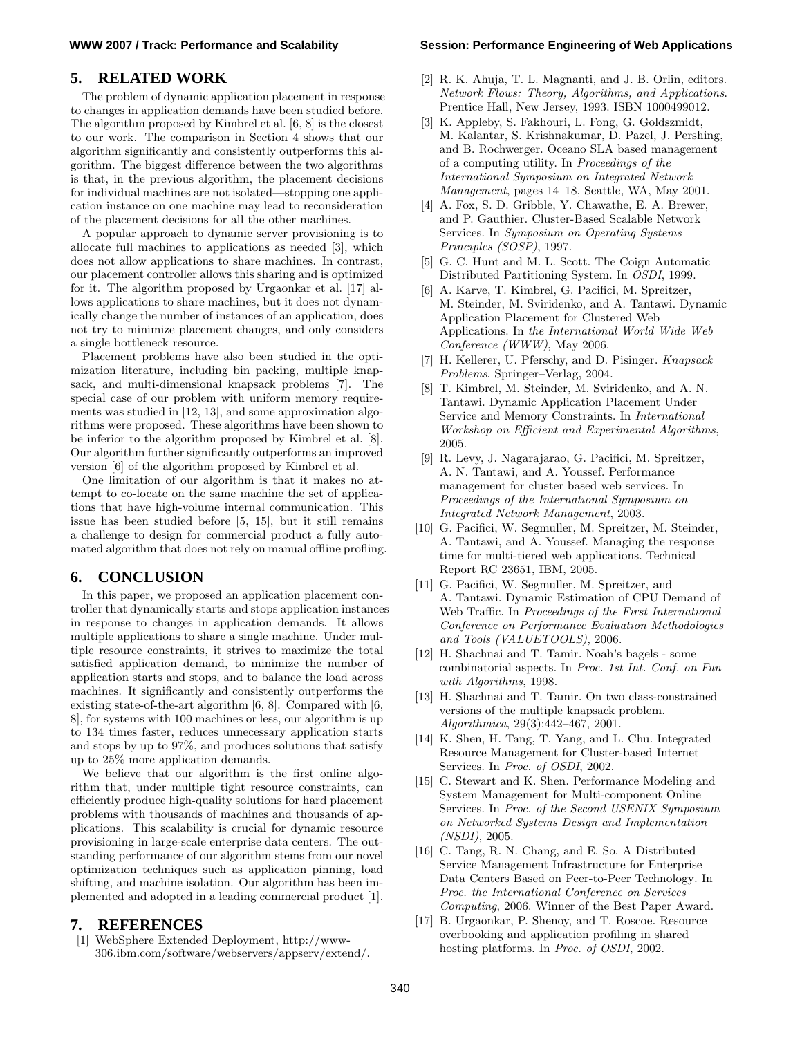## 5. RELATED WORK

The problem of dynamic application placement in response to changes in application demands have been studied before. The algorithm proposed by Kimbrel et al. [6, 8] is the closest to our work. The comparison in Section 4 shows that our algorithm significantly and consistently outperforms this algorithm. The biggest difference between the two algorithms is that, in the previous algorithm, the placement decisions for individual machines are not isolated—stopping one application instance on one machine may lead to reconsideration of the placement decisions for all the other machines.

A popular approach to dynamic server provisioning is to allocate full machines to applications as needed [3], which does not allow applications to share machines. In contrast, our placement controller allows this sharing and is optimized for it. The algorithm proposed by Urgaonkar et al. [17] allows applications to share machines, but it does not dynamically change the number of instances of an application, does not try to minimize placement changes, and only considers a single bottleneck resource.

Placement problems have also been studied in the optimization literature, including bin packing, multiple knapsack, and multi-dimensional knapsack problems [7]. The special case of our problem with uniform memory requirements was studied in [12, 13], and some approximation algorithms were proposed. These algorithms have been shown to be inferior to the algorithm proposed by Kimbrel et al. [8]. Our algorithm further significantly outperforms an improved version [6] of the algorithm proposed by Kimbrel et al.

One limitation of our algorithm is that it makes no attempt to co-locate on the same machine the set of applications that have high-volume internal communication. This issue has been studied before [5, 15], but it still remains a challenge to design for commercial product a fully automated algorithm that does not rely on manual offline profling.

## 6. CONCLUSION

In this paper, we proposed an application placement controller that dynamically starts and stops application instances in response to changes in application demands. It allows multiple applications to share a single machine. Under multiple resource constraints, it strives to maximize the total satisfied application demand, to minimize the number of application starts and stops, and to balance the load across machines. It significantly and consistently outperforms the existing state-of-the-art algorithm [6, 8]. Compared with [6, 8], for systems with 100 machines or less, our algorithm is up to 134 times faster, reduces unnecessary application starts and stops by up to 97%, and produces solutions that satisfy up to 25% more application demands.

We believe that our algorithm is the first online algorithm that, under multiple tight resource constraints, can efficiently produce high-quality solutions for hard placement problems with thousands of machines and thousands of applications. This scalability is crucial for dynamic resource provisioning in large-scale enterprise data centers. The outstanding performance of our algorithm stems from our novel optimization techniques such as application pinning, load shifting, and machine isolation. Our algorithm has been implemented and adopted in a leading commercial product [1].

## 7. REFERENCES

[1] WebSphere Extended Deployment, http://www-306.ibm.com/software/webservers/appserv/extend/.

[2] R. K. Ahuja, T. L. Magnanti, and J. B. Orlin, editors. *Network Flows: Theory, Algorithms, and Applications*. Prentice Hall, New Jersey, 1993. ISBN 1000499012.

[3] K. Appleby, S. Fakhouri, L. Fong, G. Goldszmidt, M. Kalantar, S. Krishnakumar, D. Pazel, J. Pershing, and B. Rochwerger. Oceano SLA based management of a computing utility. In *Proceedings of the International Symposium on Integrated Network Management*, pages 14–18, Seattle, WA, May 2001.

[4] A. Fox, S. D. Gribble, Y. Chawathe, E. A. Brewer, and P. Gauthier. Cluster-Based Scalable Network Services. In *Symposium on Operating Systems Principles (SOSP)*, 1997.

[5] G. C. Hunt and M. L. Scott. The Coign Automatic Distributed Partitioning System. In *OSDI*, 1999.

[6] A. Karve, T. Kimbrel, G. Pacifici, M. Spreitzer, M. Steinder, M. Sviridenko, and A. Tantawi. Dynamic Application Placement for Clustered Web Applications. In *the International World Wide Web Conference (WWW)*, May 2006.

[7] H. Kellerer, U. Pferschy, and D. Pisinger. *Knapsack Problems*. Springer–Verlag, 2004.

[8] T. Kimbrel, M. Steinder, M. Sviridenko, and A. N. Tantawi. Dynamic Application Placement Under Service and Memory Constraints. In *International Workshop on Efficient and Experimental Algorithms*, 2005.

[9] R. Levy, J. Nagarajarao, G. Pacifici, M. Spreitzer, A. N. Tantawi, and A. Youssef. Performance management for cluster based web services. In *Proceedings of the International Symposium on Integrated Network Management*, 2003.

[10] G. Pacifici, W. Segmuller, M. Spreitzer, M. Steinder, A. Tantawi, and A. Youssef. Managing the response time for multi-tiered web applications. Technical Report RC 23651, IBM, 2005.

[11] G. Pacifici, W. Segmuller, M. Spreitzer, and A. Tantawi. Dynamic Estimation of CPU Demand of Web Traffic. In *Proceedings of the First International Conference on Performance Evaluation Methodologies and Tools (VALUETOOLS)*, 2006.

[12] H. Shachnai and T. Tamir. Noah's bagels - some combinatorial aspects. In *Proc. 1st Int. Conf. on Fun with Algorithms*, 1998.

[13] H. Shachnai and T. Tamir. On two class-constrained versions of the multiple knapsack problem. *Algorithmica*, 29(3):442–467, 2001.

[14] K. Shen, H. Tang, T. Yang, and L. Chu. Integrated Resource Management for Cluster-based Internet Services. In *Proc. of OSDI*, 2002.

[15] C. Stewart and K. Shen. Performance Modeling and System Management for Multi-component Online Services. In *Proc. of the Second USENIX Symposium on Networked Systems Design and Implementation (NSDI)*, 2005.

[16] C. Tang, R. N. Chang, and E. So. A Distributed Service Management Infrastructure for Enterprise Data Centers Based on Peer-to-Peer Technology. In *Proc. the International Conference on Services Computing*, 2006. Winner of the Best Paper Award.

[17] B. Urgaonkar, P. Shenoy, and T. Roscoe. Resource overbooking and application profiling in shared hosting platforms. In *Proc. of OSDI*, 2002.